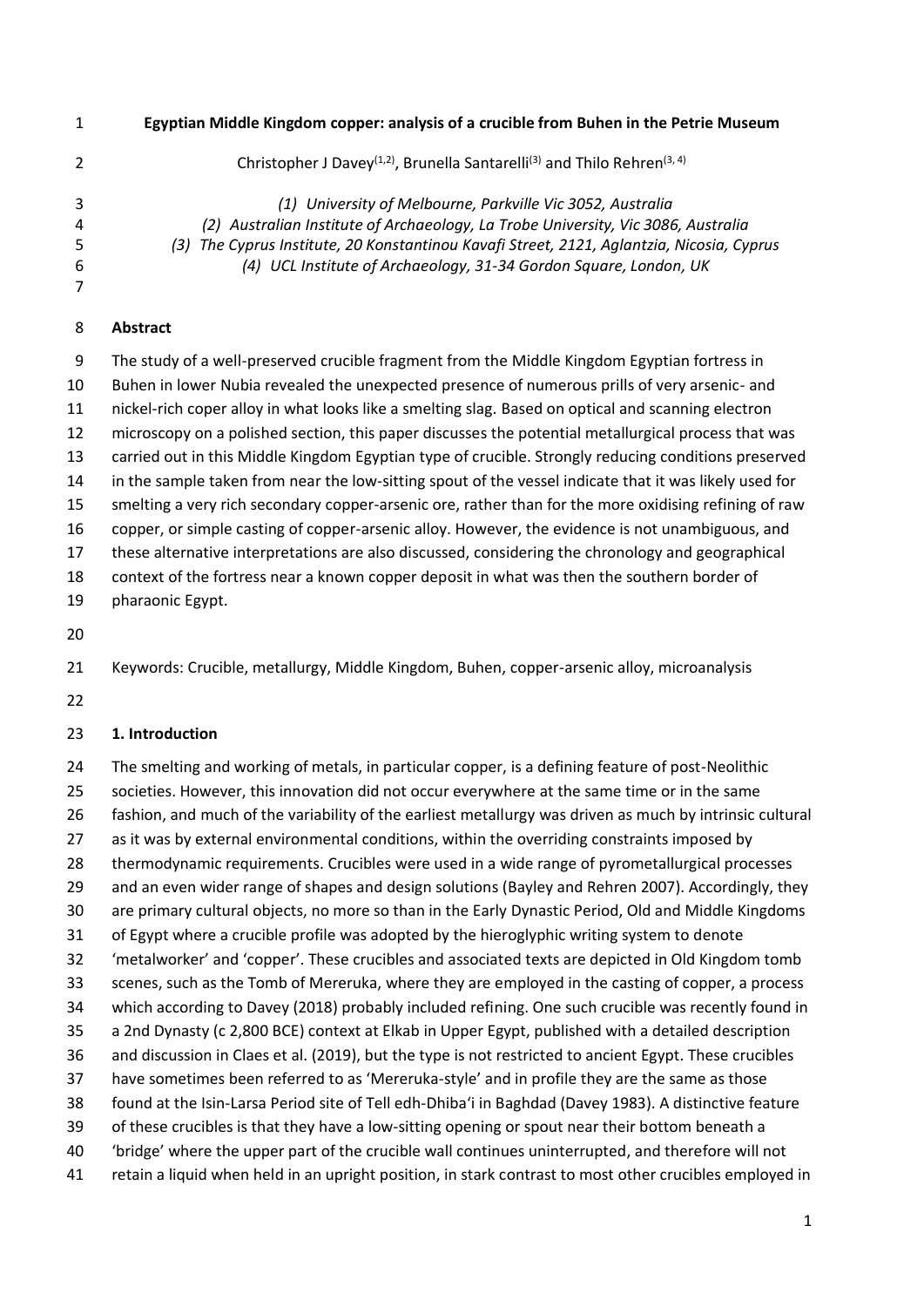# Egyptian Middle Kingdom copper: analysis of a crucible from Buhen in the Petrie Museum

Christopher J Davey[(1,2)], Brunella Santarelli[(3)] and Thilo Rehren[(3, 4)]

*(1) University of Melbourne, Parkville Vic 3052, Australia*
*(2) Australian Institute of Archaeology, La Trobe University, Vic 3086, Australia*
*(3) The Cyprus Institute, 20 Konstantinou Kavafi Street, 2121, Aglantzia, Nicosia, Cyprus*
*(4) UCL Institute of Archaeology, 31-34 Gordon Square, London, UK*

## Abstract

The study of a well-preserved crucible fragment from the Middle Kingdom Egyptian fortress in Buhen in lower Nubia revealed the unexpected presence of numerous prills of very arsenic- and nickel-rich coper alloy in what looks like a smelting slag. Based on optical and scanning electron microscopy on a polished section, this paper discusses the potential metallurgical process that was carried out in this Middle Kingdom Egyptian type of crucible. Strongly reducing conditions preserved in the sample taken from near the low-sitting spout of the vessel indicate that it was likely used for smelting a very rich secondary copper-arsenic ore, rather than for the more oxidising refining of raw copper, or simple casting of copper-arsenic alloy. However, the evidence is not unambiguous, and these alternative interpretations are also discussed, considering the chronology and geographical context of the fortress near a known copper deposit in what was then the southern border of pharaonic Egypt.

Keywords: Crucible, metallurgy, Middle Kingdom, Buhen, copper-arsenic alloy, microanalysis

## 1. Introduction

The smelting and working of metals, in particular copper, is a defining feature of post-Neolithic societies. However, this innovation did not occur everywhere at the same time or in the same fashion, and much of the variability of the earliest metallurgy was driven as much by intrinsic cultural as it was by external environmental conditions, within the overriding constraints imposed by thermodynamic requirements. Crucibles were used in a wide range of pyrometallurgical processes and an even wider range of shapes and design solutions (Bayley and Rehren 2007). Accordingly, they are primary cultural objects, no more so than in the Early Dynastic Period, Old and Middle Kingdoms of Egypt where a crucible profile was adopted by the hieroglyphic writing system to denote 'metalworker' and 'copper'. These crucibles and associated texts are depicted in Old Kingdom tomb scenes, such as the Tomb of Mereruka, where they are employed in the casting of copper, a process which according to Davey (2018) probably included refining. One such crucible was recently found in a 2nd Dynasty (c 2,800 BCE) context at Elkab in Upper Egypt, published with a detailed description and discussion in Claes et al. (2019), but the type is not restricted to ancient Egypt. These crucibles have sometimes been referred to as 'Mereruka-style' and in profile they are the same as those found at the Isin-Larsa Period site of Tell edh-Dhiba'i in Baghdad (Davey 1983). A distinctive feature of these crucibles is that they have a low-sitting opening or spout near their bottom beneath a 'bridge' where the upper part of the crucible wall continues uninterrupted, and therefore will not retain a liquid when held in an upright position, in stark contrast to most other crucibles employed in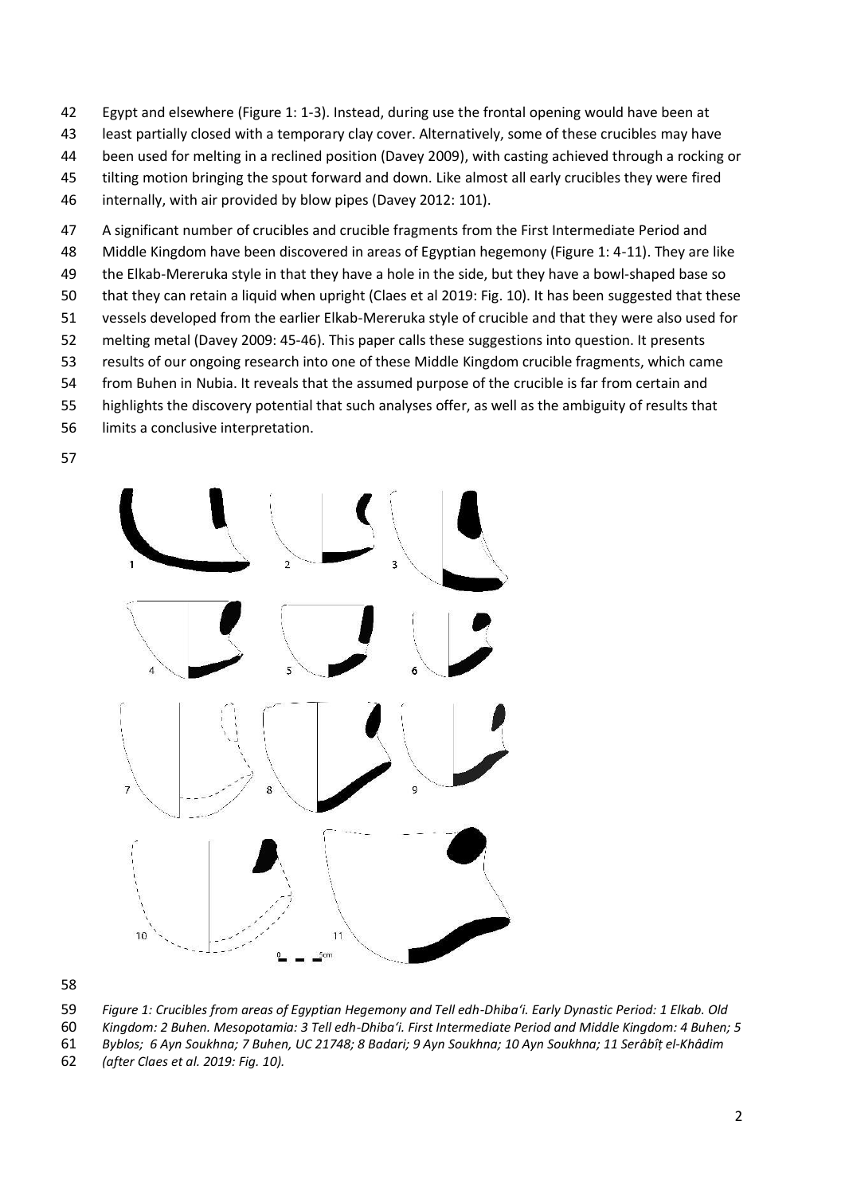Egypt and elsewhere (Figure 1: 1-3). Instead, during use the frontal opening would have been at least partially closed with a temporary clay cover. Alternatively, some of these crucibles may have been used for melting in a reclined position (Davey 2009), with casting achieved through a rocking or tilting motion bringing the spout forward and down. Like almost all early crucibles they were fired internally, with air provided by blow pipes (Davey 2012: 101).

A significant number of crucibles and crucible fragments from the First Intermediate Period and Middle Kingdom have been discovered in areas of Egyptian hegemony (Figure 1: 4-11). They are like the Elkab-Mereruka style in that they have a hole in the side, but they have a bowl-shaped base so that they can retain a liquid when upright (Claes et al 2019: Fig. 10). It has been suggested that these vessels developed from the earlier Elkab-Mereruka style of crucible and that they were also used for melting metal (Davey 2009: 45-46). This paper calls these suggestions into question. It presents results of our ongoing research into one of these Middle Kingdom crucible fragments, which came from Buhen in Nubia. It reveals that the assumed purpose of the crucible is far from certain and highlights the discovery potential that such analyses offer, as well as the ambiguity of results that limits a conclusive interpretation.

*Figure 1: Crucibles from areas of Egyptian Hegemony and Tell edh-Dhiba'i. Early Dynastic Period: 1 Elkab. Old Kingdom: 2 Buhen. Mesopotamia: 3 Tell edh-Dhiba'i. First Intermediate Period and Middle Kingdom: 4 Buhen; 5 Byblos; 6 Ayn Soukhna; 7 Buhen, UC 21748; 8 Badari; 9 Ayn Soukhna; 10 Ayn Soukhna; 11 Serâbîṭ el-Khâdim (after Claes et al. 2019: Fig. 10).*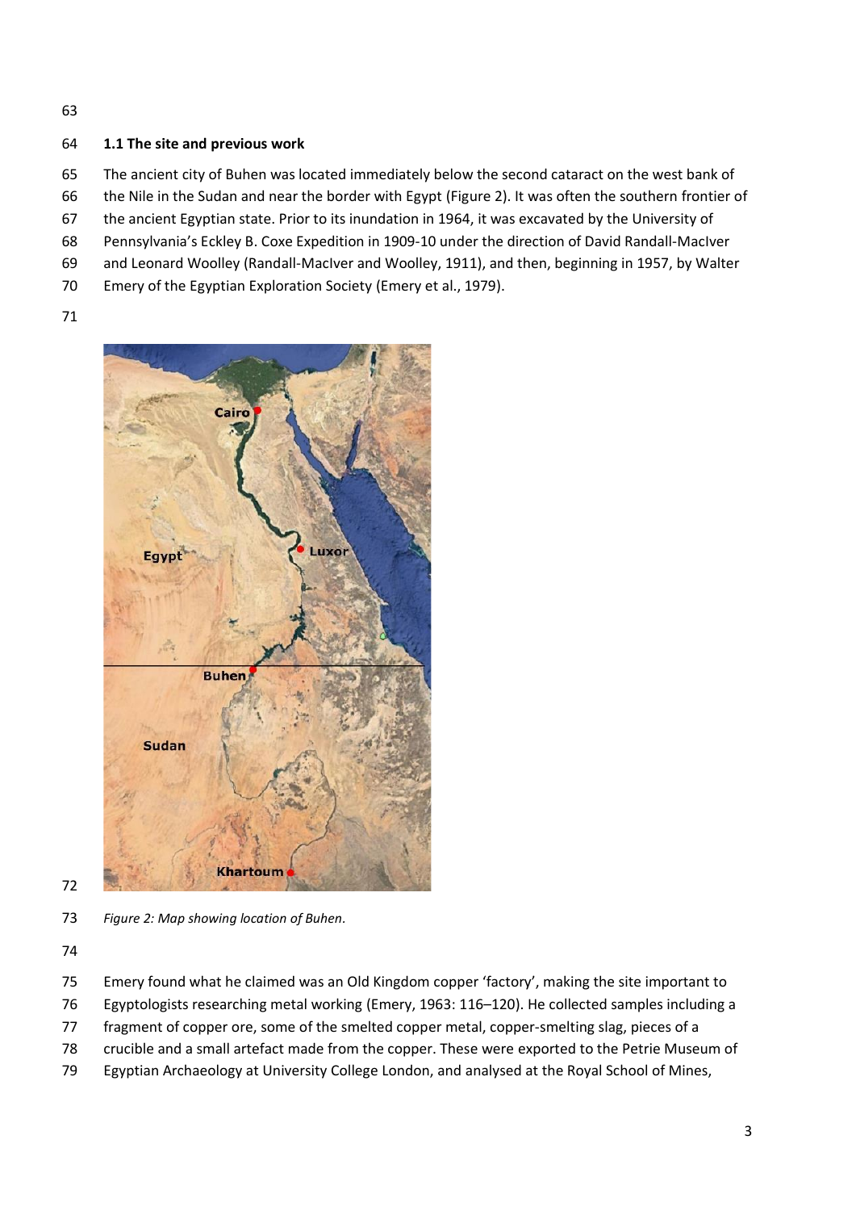## 1.1 The site and previous work

The ancient city of Buhen was located immediately below the second cataract on the west bank of the Nile in the Sudan and near the border with Egypt (Figure 2). It was often the southern frontier of the ancient Egyptian state. Prior to its inundation in 1964, it was excavated by the University of Pennsylvania's Eckley B. Coxe Expedition in 1909-10 under the direction of David Randall-MacIver and Leonard Woolley (Randall-MacIver and Woolley, 1911), and then, beginning in 1957, by Walter Emery of the Egyptian Exploration Society (Emery et al., 1979).

*Figure 2: Map showing location of Buhen.*

Emery found what he claimed was an Old Kingdom copper 'factory', making the site important to Egyptologists researching metal working (Emery, 1963: 116–120). He collected samples including a fragment of copper ore, some of the smelted copper metal, copper-smelting slag, pieces of a crucible and a small artefact made from the copper. These were exported to the Petrie Museum of Egyptian Archaeology at University College London, and analysed at the Royal School of Mines,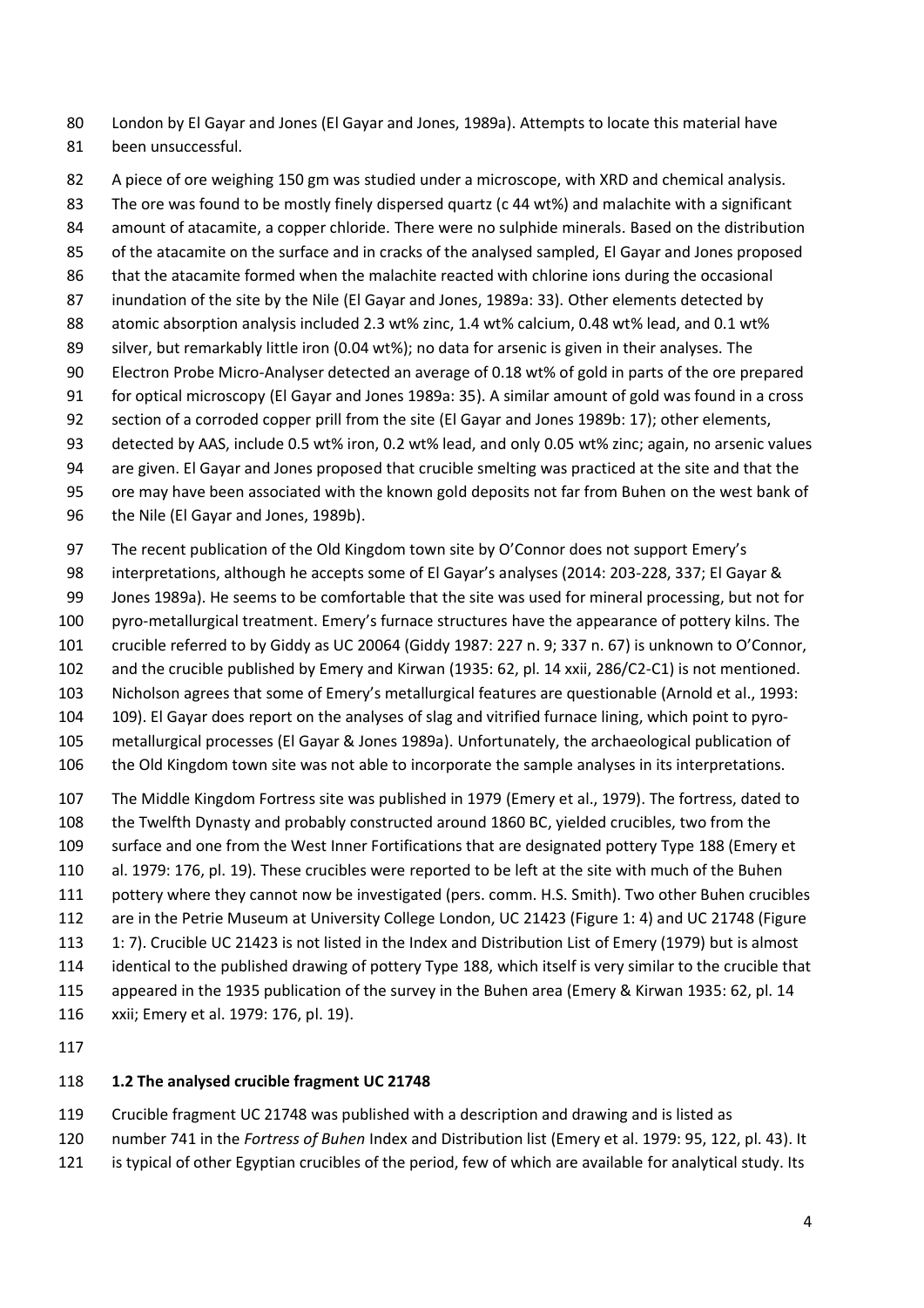London by El Gayar and Jones (El Gayar and Jones, 1989a). Attempts to locate this material have been unsuccessful.

A piece of ore weighing 150 gm was studied under a microscope, with XRD and chemical analysis. The ore was found to be mostly finely dispersed quartz (c 44 wt%) and malachite with a significant amount of atacamite, a copper chloride. There were no sulphide minerals. Based on the distribution of the atacamite on the surface and in cracks of the analysed sampled, El Gayar and Jones proposed that the atacamite formed when the malachite reacted with chlorine ions during the occasional inundation of the site by the Nile (El Gayar and Jones, 1989a: 33). Other elements detected by atomic absorption analysis included 2.3 wt% zinc, 1.4 wt% calcium, 0.48 wt% lead, and 0.1 wt% silver, but remarkably little iron (0.04 wt%); no data for arsenic is given in their analyses. The Electron Probe Micro-Analyser detected an average of 0.18 wt% of gold in parts of the ore prepared for optical microscopy (El Gayar and Jones 1989a: 35). A similar amount of gold was found in a cross section of a corroded copper prill from the site (El Gayar and Jones 1989b: 17); other elements, detected by AAS, include 0.5 wt% iron, 0.2 wt% lead, and only 0.05 wt% zinc; again, no arsenic values are given. El Gayar and Jones proposed that crucible smelting was practiced at the site and that the ore may have been associated with the known gold deposits not far from Buhen on the west bank of the Nile (El Gayar and Jones, 1989b).

The recent publication of the Old Kingdom town site by O'Connor does not support Emery's interpretations, although he accepts some of El Gayar's analyses (2014: 203-228, 337; El Gayar & Jones 1989a). He seems to be comfortable that the site was used for mineral processing, but not for pyro-metallurgical treatment. Emery's furnace structures have the appearance of pottery kilns. The crucible referred to by Giddy as UC 20064 (Giddy 1987: 227 n. 9; 337 n. 67) is unknown to O'Connor, and the crucible published by Emery and Kirwan (1935: 62, pl. 14 xxii, 286/C2-C1) is not mentioned. Nicholson agrees that some of Emery's metallurgical features are questionable (Arnold et al., 1993: 109). El Gayar does report on the analyses of slag and vitrified furnace lining, which point to pyro-metallurgical processes (El Gayar & Jones 1989a). Unfortunately, the archaeological publication of the Old Kingdom town site was not able to incorporate the sample analyses in its interpretations.

The Middle Kingdom Fortress site was published in 1979 (Emery et al., 1979). The fortress, dated to the Twelfth Dynasty and probably constructed around 1860 BC, yielded crucibles, two from the surface and one from the West Inner Fortifications that are designated pottery Type 188 (Emery et al. 1979: 176, pl. 19). These crucibles were reported to be left at the site with much of the Buhen pottery where they cannot now be investigated (pers. comm. H.S. Smith). Two other Buhen crucibles are in the Petrie Museum at University College London, UC 21423 (Figure 1: 4) and UC 21748 (Figure 1: 7). Crucible UC 21423 is not listed in the Index and Distribution List of Emery (1979) but is almost identical to the published drawing of pottery Type 188, which itself is very similar to the crucible that appeared in the 1935 publication of the survey in the Buhen area (Emery & Kirwan 1935: 62, pl. 14 xxii; Emery et al. 1979: 176, pl. 19).

## 1.2 The analysed crucible fragment UC 21748

Crucible fragment UC 21748 was published with a description and drawing and is listed as number 741 in the *Fortress of Buhen* Index and Distribution list (Emery et al. 1979: 95, 122, pl. 43). It is typical of other Egyptian crucibles of the period, few of which are available for analytical study. Its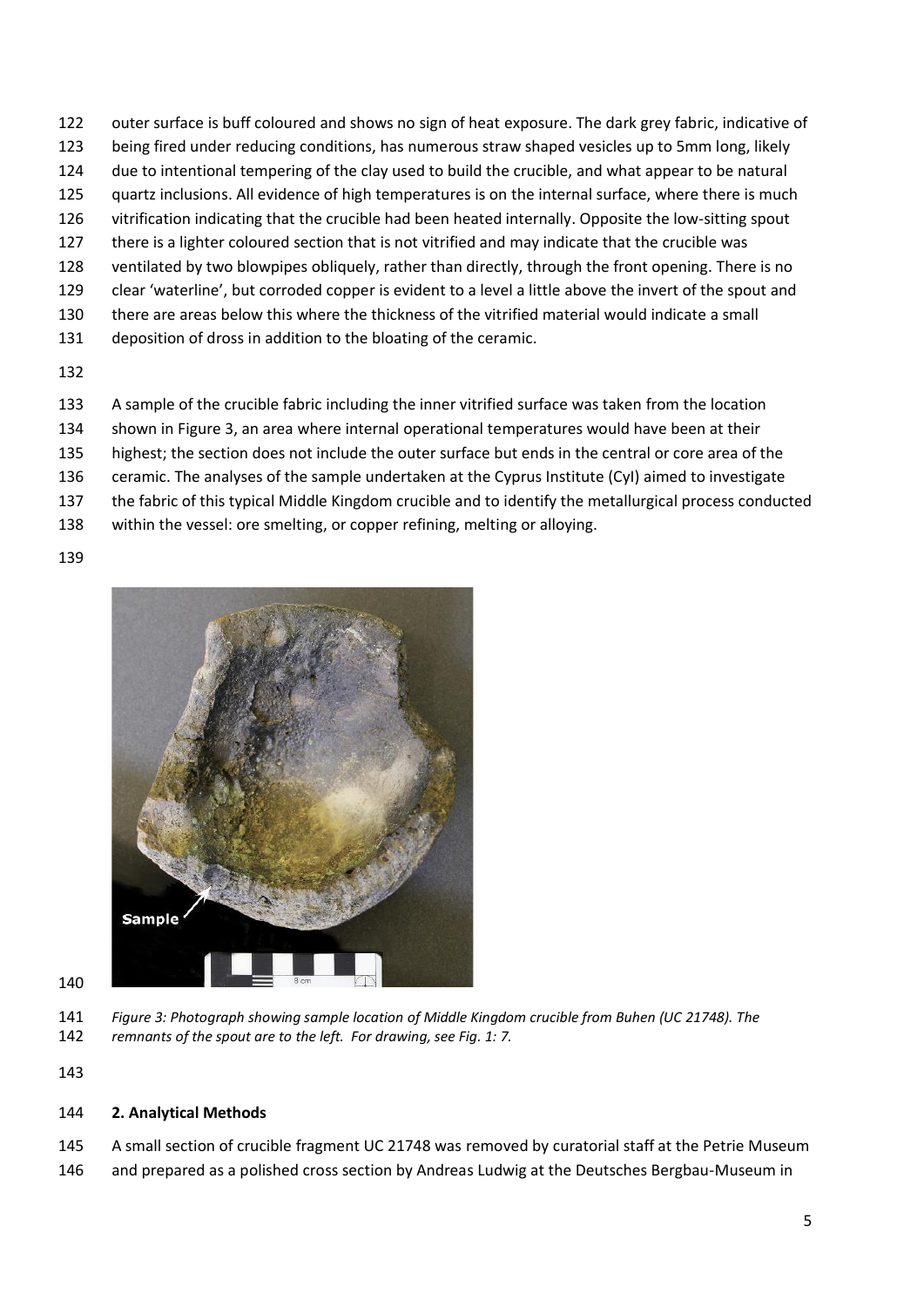outer surface is buff coloured and shows no sign of heat exposure. The dark grey fabric, indicative of being fired under reducing conditions, has numerous straw shaped vesicles up to 5mm long, likely due to intentional tempering of the clay used to build the crucible, and what appear to be natural quartz inclusions. All evidence of high temperatures is on the internal surface, where there is much vitrification indicating that the crucible had been heated internally. Opposite the low-sitting spout there is a lighter coloured section that is not vitrified and may indicate that the crucible was ventilated by two blowpipes obliquely, rather than directly, through the front opening. There is no clear 'waterline', but corroded copper is evident to a level a little above the invert of the spout and there are areas below this where the thickness of the vitrified material would indicate a small deposition of dross in addition to the bloating of the ceramic.

A sample of the crucible fabric including the inner vitrified surface was taken from the location shown in Figure 3, an area where internal operational temperatures would have been at their highest; the section does not include the outer surface but ends in the central or core area of the ceramic. The analyses of the sample undertaken at the Cyprus Institute (CyI) aimed to investigate the fabric of this typical Middle Kingdom crucible and to identify the metallurgical process conducted within the vessel: ore smelting, or copper refining, melting or alloying.

*Figure 3: Photograph showing sample location of Middle Kingdom crucible from Buhen (UC 21748). The remnants of the spout are to the left. For drawing, see Fig. 1: 7.*

## 2. Analytical Methods

A small section of crucible fragment UC 21748 was removed by curatorial staff at the Petrie Museum and prepared as a polished cross section by Andreas Ludwig at the Deutsches Bergbau-Museum in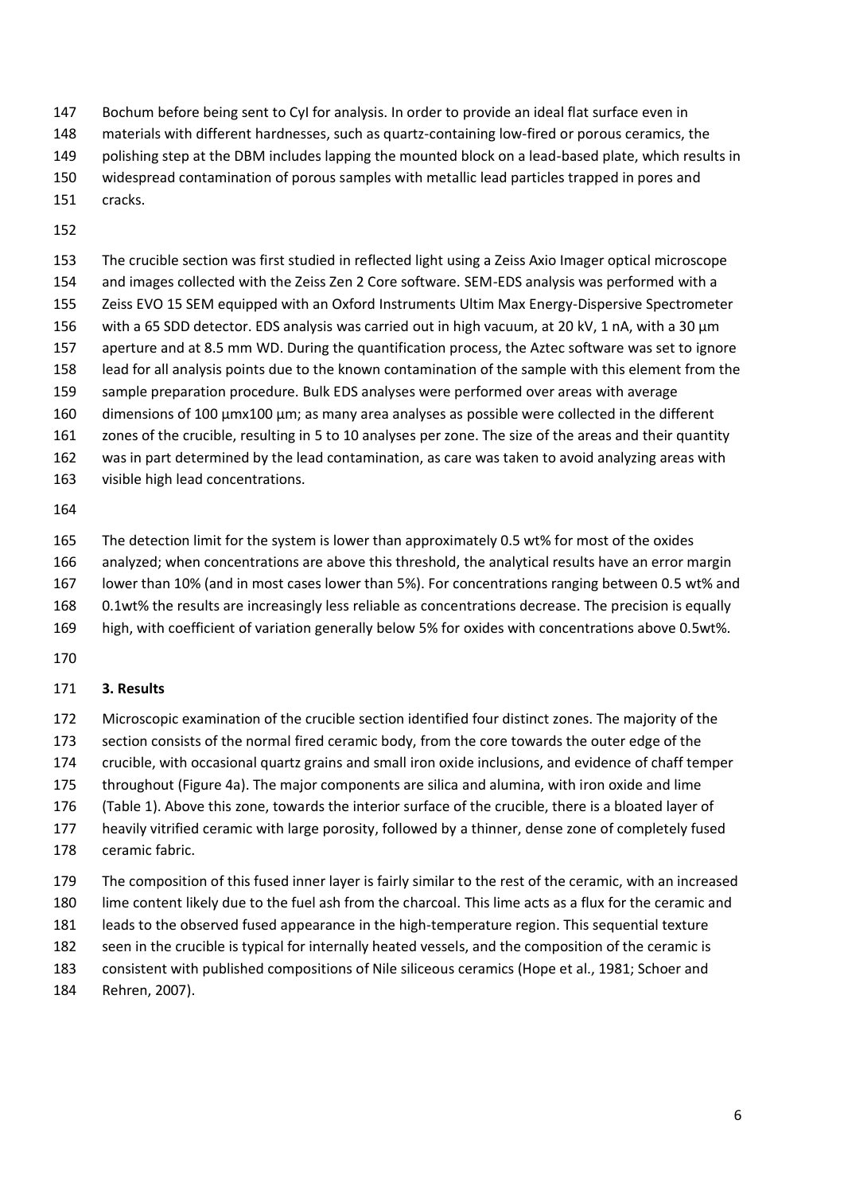Bochum before being sent to CyI for analysis. In order to provide an ideal flat surface even in materials with different hardnesses, such as quartz-containing low-fired or porous ceramics, the polishing step at the DBM includes lapping the mounted block on a lead-based plate, which results in widespread contamination of porous samples with metallic lead particles trapped in pores and cracks.

The crucible section was first studied in reflected light using a Zeiss Axio Imager optical microscope and images collected with the Zeiss Zen 2 Core software. SEM-EDS analysis was performed with a Zeiss EVO 15 SEM equipped with an Oxford Instruments Ultim Max Energy-Dispersive Spectrometer with a 65 SDD detector. EDS analysis was carried out in high vacuum, at 20 kV, 1 nA, with a 30 µm aperture and at 8.5 mm WD. During the quantification process, the Aztec software was set to ignore lead for all analysis points due to the known contamination of the sample with this element from the sample preparation procedure. Bulk EDS analyses were performed over areas with average dimensions of 100 µmx100 µm; as many area analyses as possible were collected in the different zones of the crucible, resulting in 5 to 10 analyses per zone. The size of the areas and their quantity was in part determined by the lead contamination, as care was taken to avoid analyzing areas with visible high lead concentrations.

The detection limit for the system is lower than approximately 0.5 wt% for most of the oxides analyzed; when concentrations are above this threshold, the analytical results have an error margin lower than 10% (and in most cases lower than 5%). For concentrations ranging between 0.5 wt% and 0.1wt% the results are increasingly less reliable as concentrations decrease. The precision is equally high, with coefficient of variation generally below 5% for oxides with concentrations above 0.5wt%.

## 3. Results

Microscopic examination of the crucible section identified four distinct zones. The majority of the section consists of the normal fired ceramic body, from the core towards the outer edge of the crucible, with occasional quartz grains and small iron oxide inclusions, and evidence of chaff temper throughout (Figure 4a). The major components are silica and alumina, with iron oxide and lime (Table 1). Above this zone, towards the interior surface of the crucible, there is a bloated layer of heavily vitrified ceramic with large porosity, followed by a thinner, dense zone of completely fused ceramic fabric.

The composition of this fused inner layer is fairly similar to the rest of the ceramic, with an increased lime content likely due to the fuel ash from the charcoal. This lime acts as a flux for the ceramic and leads to the observed fused appearance in the high-temperature region. This sequential texture seen in the crucible is typical for internally heated vessels, and the composition of the ceramic is consistent with published compositions of Nile siliceous ceramics (Hope et al., 1981; Schoer and Rehren, 2007).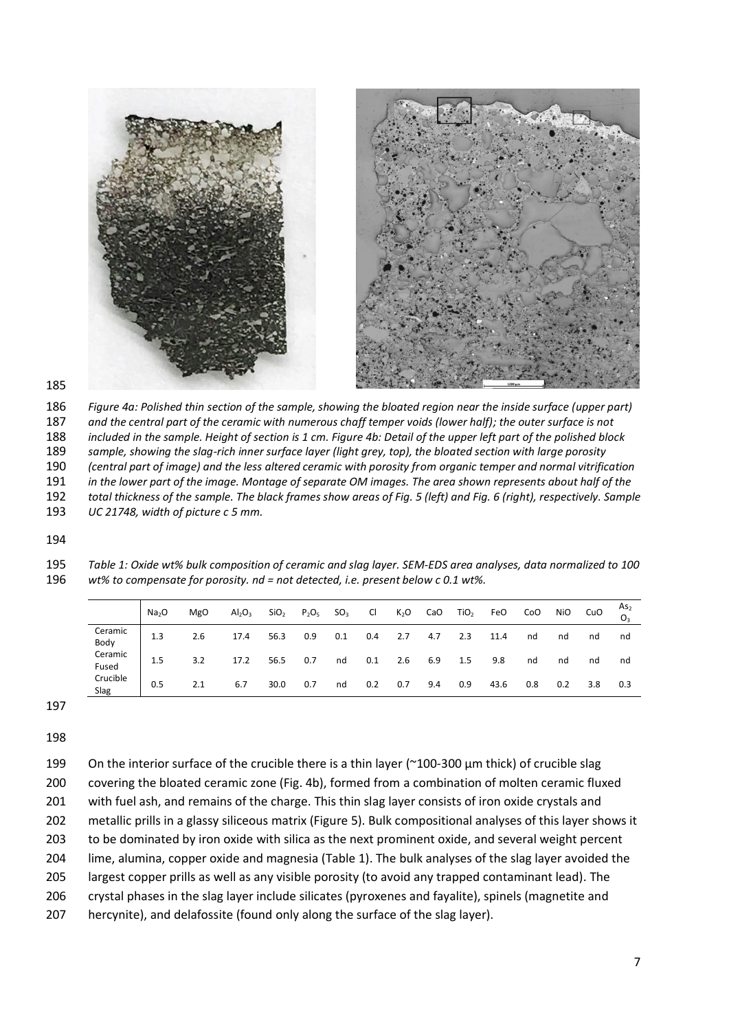*Figure 4a: Polished thin section of the sample, showing the bloated region near the inside surface (upper part) and the central part of the ceramic with numerous chaff temper voids (lower half); the outer surface is not included in the sample. Height of section is 1 cm. Figure 4b: Detail of the upper left part of the polished block sample, showing the slag-rich inner surface layer (light grey, top), the bloated section with large porosity (central part of image) and the less altered ceramic with porosity from organic temper and normal vitrification in the lower part of the image. Montage of separate OM images. The area shown represents about half of the total thickness of the sample. The black frames show areas of Fig. 5 (left) and Fig. 6 (right), respectively. Sample UC 21748, width of picture c 5 mm.*

*Table 1: Oxide wt% bulk composition of ceramic and slag layer. SEM-EDS area analyses, data normalized to 100 wt% to compensate for porosity. nd = not detected, i.e. present below c 0.1 wt%.*

| | $Na_2O$ | MgO | $Al_2O_3$ | $SiO_2$ | $P_2O_5$ | $SO_3$ | Cl | $K_2O$ | CaO | $TiO_2$ | FeO | CoO | NiO | CuO | $As_2O_3$ |
|---|---|---|---|---|---|---|---|---|---|---|---|---|---|---|---|
| Ceramic Body | 1.3 | 2.6 | 17.4 | 56.3 | 0.9 | 0.1 | 0.4 | 2.7 | 4.7 | 2.3 | 11.4 | nd | nd | nd | nd |
| Ceramic Fused | 1.5 | 3.2 | 17.2 | 56.5 | 0.7 | nd | 0.1 | 2.6 | 6.9 | 1.5 | 9.8 | nd | nd | nd | nd |
| Crucible Slag | 0.5 | 2.1 | 6.7 | 30.0 | 0.7 | nd | 0.2 | 0.7 | 9.4 | 0.9 | 43.6 | 0.8 | 0.2 | 3.8 | 0.3 |

On the interior surface of the crucible there is a thin layer (~100-300 µm thick) of crucible slag covering the bloated ceramic zone (Fig. 4b), formed from a combination of molten ceramic fluxed with fuel ash, and remains of the charge. This thin slag layer consists of iron oxide crystals and metallic prills in a glassy siliceous matrix (Figure 5). Bulk compositional analyses of this layer shows it to be dominated by iron oxide with silica as the next prominent oxide, and several weight percent lime, alumina, copper oxide and magnesia (Table 1). The bulk analyses of the slag layer avoided the largest copper prills as well as any visible porosity (to avoid any trapped contaminant lead). The crystal phases in the slag layer include silicates (pyroxenes and fayalite), spinels (magnetite and hercynite), and delafossite (found only along the surface of the slag layer).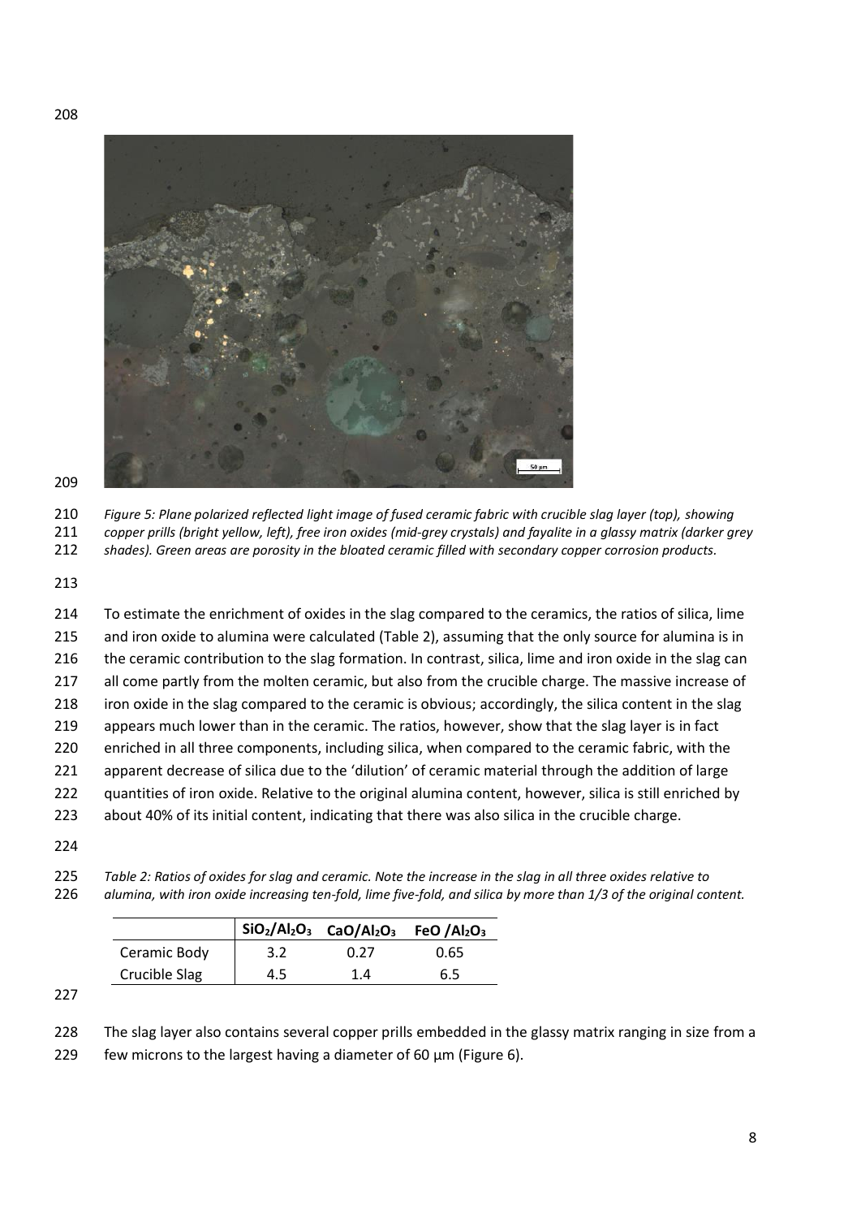*Figure 5: Plane polarized reflected light image of fused ceramic fabric with crucible slag layer (top), showing copper prills (bright yellow, left), free iron oxides (mid-grey crystals) and fayalite in a glassy matrix (darker grey shades). Green areas are porosity in the bloated ceramic filled with secondary copper corrosion products.*

To estimate the enrichment of oxides in the slag compared to the ceramics, the ratios of silica, lime and iron oxide to alumina were calculated (Table 2), assuming that the only source for alumina is in the ceramic contribution to the slag formation. In contrast, silica, lime and iron oxide in the slag can all come partly from the molten ceramic, but also from the crucible charge. The massive increase of iron oxide in the slag compared to the ceramic is obvious; accordingly, the silica content in the slag appears much lower than in the ceramic. The ratios, however, show that the slag layer is in fact enriched in all three components, including silica, when compared to the ceramic fabric, with the apparent decrease of silica due to the 'dilution' of ceramic material through the addition of large quantities of iron oxide. Relative to the original alumina content, however, silica is still enriched by about 40% of its initial content, indicating that there was also silica in the crucible charge.

*Table 2: Ratios of oxides for slag and ceramic. Note the increase in the slag in all three oxides relative to alumina, with iron oxide increasing ten-fold, lime five-fold, and silica by more than 1/3 of the original content.*

| | $SiO_2/Al_2O_3$ | $CaO/Al_2O_3$ | $FeO/Al_2O_3$ |
|---|---|---|---|
| Ceramic Body | 3.2 | 0.27 | 0.65 |
| Crucible Slag | 4.5 | 1.4 | 6.5 |

The slag layer also contains several copper prills embedded in the glassy matrix ranging in size from a few microns to the largest having a diameter of 60 µm (Figure 6).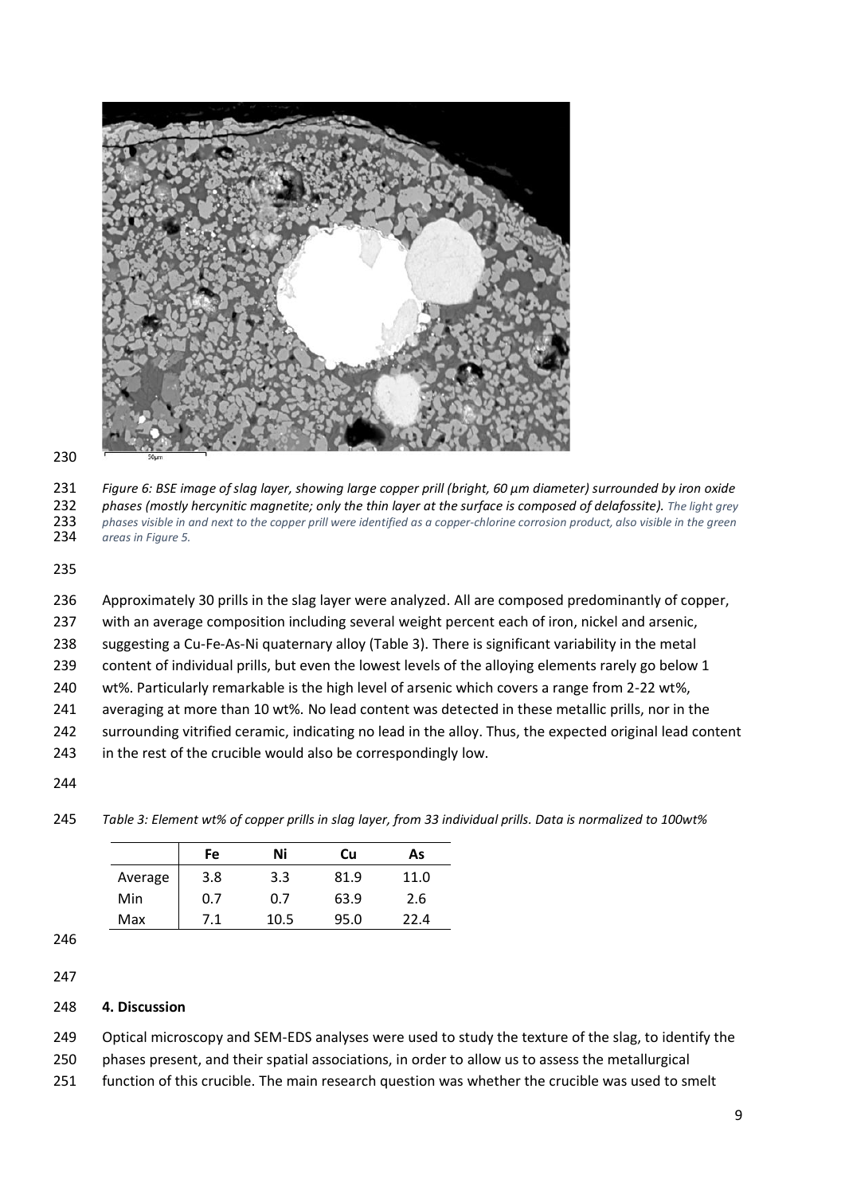*Figure 6: BSE image of slag layer, showing large copper prill (bright, 60 µm diameter) surrounded by iron oxide phases (mostly hercynitic magnetite; only the thin layer at the surface is composed of delafossite). The light grey phases visible in and next to the copper prill were identified as a copper-chlorine corrosion product, also visible in the green areas in Figure 5.*

Approximately 30 prills in the slag layer were analyzed. All are composed predominantly of copper, with an average composition including several weight percent each of iron, nickel and arsenic, suggesting a Cu-Fe-As-Ni quaternary alloy (Table 3). There is significant variability in the metal content of individual prills, but even the lowest levels of the alloying elements rarely go below 1 wt%. Particularly remarkable is the high level of arsenic which covers a range from 2-22 wt%, averaging at more than 10 wt%. No lead content was detected in these metallic prills, nor in the surrounding vitrified ceramic, indicating no lead in the alloy. Thus, the expected original lead content in the rest of the crucible would also be correspondingly low.

*Table 3: Element wt% of copper prills in slag layer, from 33 individual prills. Data is normalized to 100wt%*

| | Fe | Ni | Cu | As |
|---|---|---|---|---|
| Average | 3.8 | 3.3 | 81.9 | 11.0 |
| Min | 0.7 | 0.7 | 63.9 | 2.6 |
| Max | 7.1 | 10.5 | 95.0 | 22.4 |

## 4. Discussion

Optical microscopy and SEM-EDS analyses were used to study the texture of the slag, to identify the phases present, and their spatial associations, in order to allow us to assess the metallurgical function of this crucible. The main research question was whether the crucible was used to smelt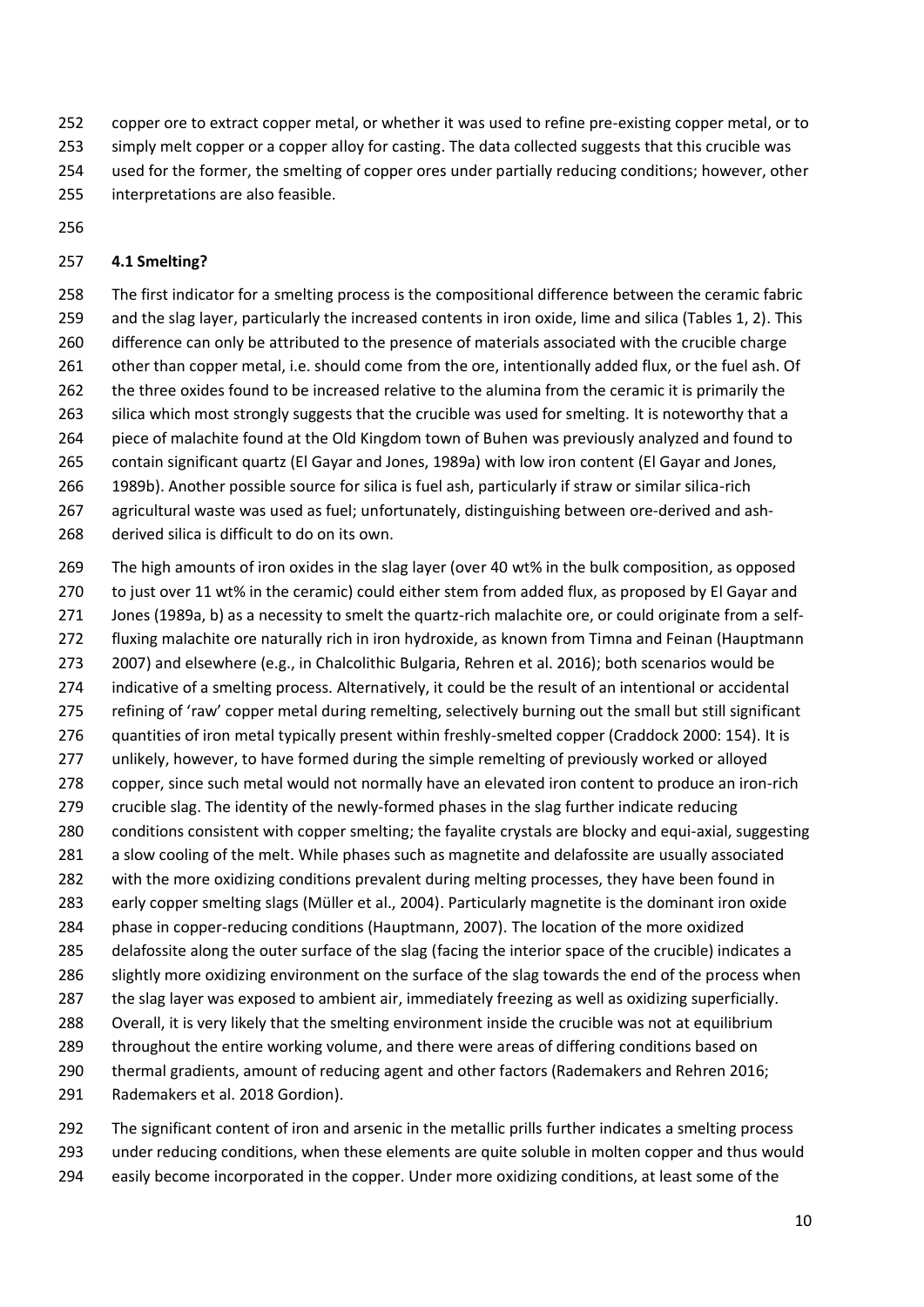copper ore to extract copper metal, or whether it was used to refine pre-existing copper metal, or to simply melt copper or a copper alloy for casting. The data collected suggests that this crucible was used for the former, the smelting of copper ores under partially reducing conditions; however, other interpretations are also feasible.

### 4.1 Smelting?

The first indicator for a smelting process is the compositional difference between the ceramic fabric and the slag layer, particularly the increased contents in iron oxide, lime and silica (Tables 1, 2). This difference can only be attributed to the presence of materials associated with the crucible charge other than copper metal, i.e. should come from the ore, intentionally added flux, or the fuel ash. Of the three oxides found to be increased relative to the alumina from the ceramic it is primarily the silica which most strongly suggests that the crucible was used for smelting. It is noteworthy that a piece of malachite found at the Old Kingdom town of Buhen was previously analyzed and found to contain significant quartz (El Gayar and Jones, 1989a) with low iron content (El Gayar and Jones, 1989b). Another possible source for silica is fuel ash, particularly if straw or similar silica-rich agricultural waste was used as fuel; unfortunately, distinguishing between ore-derived and ash-derived silica is difficult to do on its own.

The high amounts of iron oxides in the slag layer (over 40 wt% in the bulk composition, as opposed to just over 11 wt% in the ceramic) could either stem from added flux, as proposed by El Gayar and Jones (1989a, b) as a necessity to smelt the quartz-rich malachite ore, or could originate from a self-fluxing malachite ore naturally rich in iron hydroxide, as known from Timna and Feinan (Hauptmann 2007) and elsewhere (e.g., in Chalcolithic Bulgaria, Rehren et al. 2016); both scenarios would be indicative of a smelting process. Alternatively, it could be the result of an intentional or accidental refining of 'raw' copper metal during remelting, selectively burning out the small but still significant quantities of iron metal typically present within freshly-smelted copper (Craddock 2000: 154). It is unlikely, however, to have formed during the simple remelting of previously worked or alloyed copper, since such metal would not normally have an elevated iron content to produce an iron-rich crucible slag. The identity of the newly-formed phases in the slag further indicate reducing conditions consistent with copper smelting; the fayalite crystals are blocky and equi-axial, suggesting a slow cooling of the melt. While phases such as magnetite and delafossite are usually associated with the more oxidizing conditions prevalent during melting processes, they have been found in early copper smelting slags (Müller et al., 2004). Particularly magnetite is the dominant iron oxide phase in copper-reducing conditions (Hauptmann, 2007). The location of the more oxidized delafossite along the outer surface of the slag (facing the interior space of the crucible) indicates a slightly more oxidizing environment on the surface of the slag towards the end of the process when the slag layer was exposed to ambient air, immediately freezing as well as oxidizing superficially. Overall, it is very likely that the smelting environment inside the crucible was not at equilibrium throughout the entire working volume, and there were areas of differing conditions based on thermal gradients, amount of reducing agent and other factors (Rademakers and Rehren 2016; Rademakers et al. 2018 Gordion).

The significant content of iron and arsenic in the metallic prills further indicates a smelting process under reducing conditions, when these elements are quite soluble in molten copper and thus would easily become incorporated in the copper. Under more oxidizing conditions, at least some of the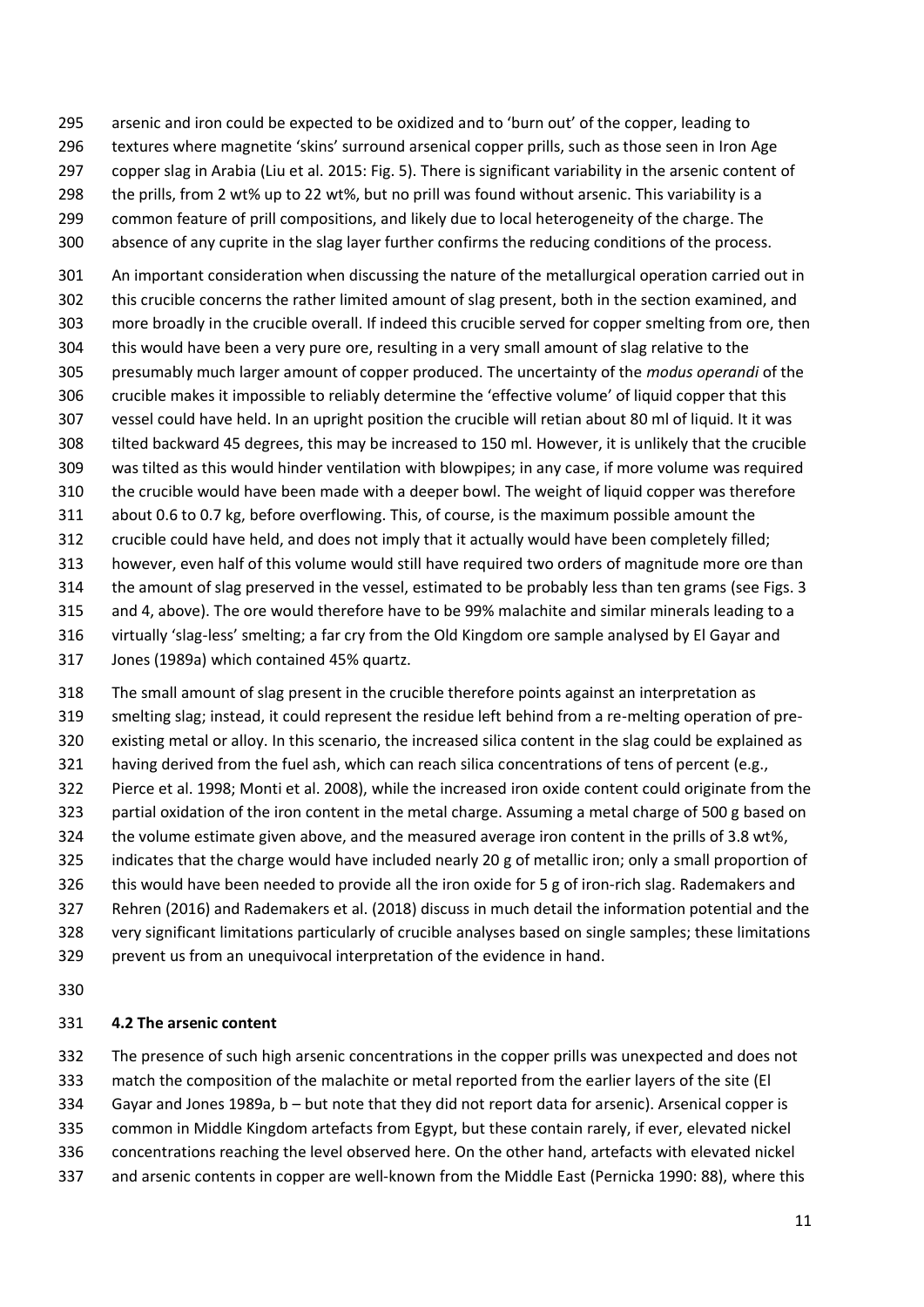arsenic and iron could be expected to be oxidized and to 'burn out' of the copper, leading to textures where magnetite 'skins' surround arsenical copper prills, such as those seen in Iron Age copper slag in Arabia (Liu et al. 2015: Fig. 5). There is significant variability in the arsenic content of the prills, from 2 wt% up to 22 wt%, but no prill was found without arsenic. This variability is a common feature of prill compositions, and likely due to local heterogeneity of the charge. The absence of any cuprite in the slag layer further confirms the reducing conditions of the process.

An important consideration when discussing the nature of the metallurgical operation carried out in this crucible concerns the rather limited amount of slag present, both in the section examined, and more broadly in the crucible overall. If indeed this crucible served for copper smelting from ore, then this would have been a very pure ore, resulting in a very small amount of slag relative to the presumably much larger amount of copper produced. The uncertainty of the *modus operandi* of the crucible makes it impossible to reliably determine the 'effective volume' of liquid copper that this vessel could have held. In an upright position the crucible will retian about 80 ml of liquid. It it was tilted backward 45 degrees, this may be increased to 150 ml. However, it is unlikely that the crucible was tilted as this would hinder ventilation with blowpipes; in any case, if more volume was required the crucible would have been made with a deeper bowl. The weight of liquid copper was therefore about 0.6 to 0.7 kg, before overflowing. This, of course, is the maximum possible amount the crucible could have held, and does not imply that it actually would have been completely filled; however, even half of this volume would still have required two orders of magnitude more ore than the amount of slag preserved in the vessel, estimated to be probably less than ten grams (see Figs. 3 and 4, above). The ore would therefore have to be 99% malachite and similar minerals leading to a virtually 'slag-less' smelting; a far cry from the Old Kingdom ore sample analysed by El Gayar and Jones (1989a) which contained 45% quartz.

The small amount of slag present in the crucible therefore points against an interpretation as smelting slag; instead, it could represent the residue left behind from a re-melting operation of pre-existing metal or alloy. In this scenario, the increased silica content in the slag could be explained as having derived from the fuel ash, which can reach silica concentrations of tens of percent (e.g., Pierce et al. 1998; Monti et al. 2008), while the increased iron oxide content could originate from the partial oxidation of the iron content in the metal charge. Assuming a metal charge of 500 g based on the volume estimate given above, and the measured average iron content in the prills of 3.8 wt%, indicates that the charge would have included nearly 20 g of metallic iron; only a small proportion of this would have been needed to provide all the iron oxide for 5 g of iron-rich slag. Rademakers and Rehren (2016) and Rademakers et al. (2018) discuss in much detail the information potential and the very significant limitations particularly of crucible analyses based on single samples; these limitations prevent us from an unequivocal interpretation of the evidence in hand.

### 4.2 The arsenic content

The presence of such high arsenic concentrations in the copper prills was unexpected and does not match the composition of the malachite or metal reported from the earlier layers of the site (El Gayar and Jones 1989a, b – but note that they did not report data for arsenic). Arsenical copper is common in Middle Kingdom artefacts from Egypt, but these contain rarely, if ever, elevated nickel concentrations reaching the level observed here. On the other hand, artefacts with elevated nickel and arsenic contents in copper are well-known from the Middle East (Pernicka 1990: 88), where this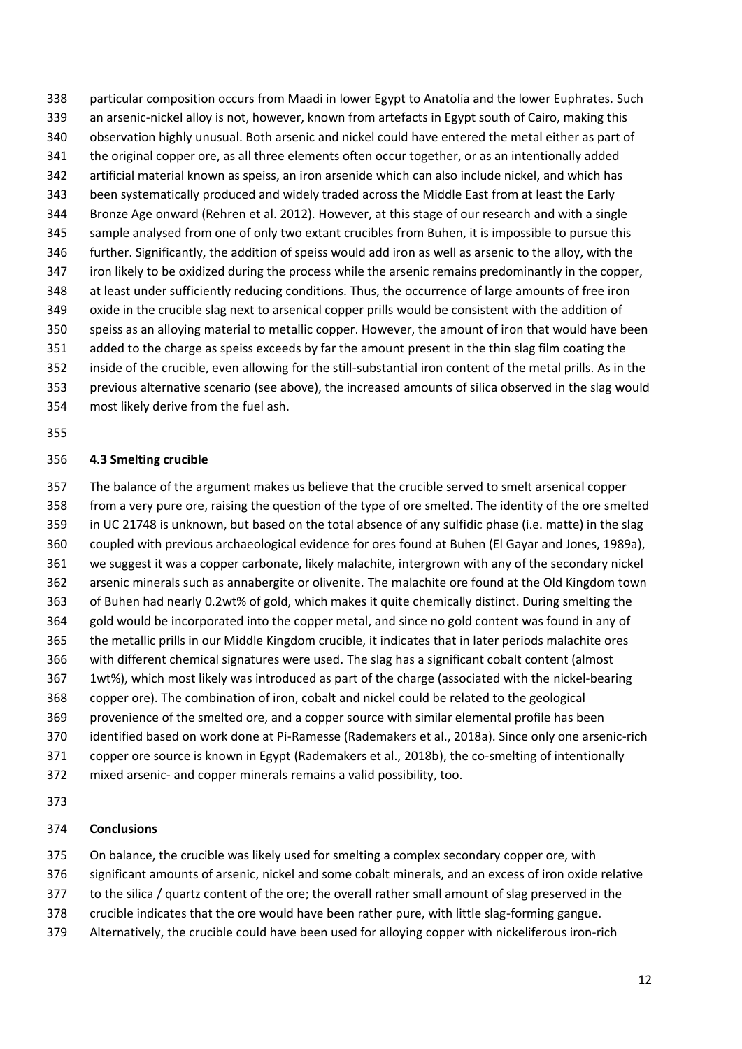particular composition occurs from Maadi in lower Egypt to Anatolia and the lower Euphrates. Such an arsenic-nickel alloy is not, however, known from artefacts in Egypt south of Cairo, making this observation highly unusual. Both arsenic and nickel could have entered the metal either as part of the original copper ore, as all three elements often occur together, or as an intentionally added artificial material known as speiss, an iron arsenide which can also include nickel, and which has been systematically produced and widely traded across the Middle East from at least the Early Bronze Age onward (Rehren et al. 2012). However, at this stage of our research and with a single sample analysed from one of only two extant crucibles from Buhen, it is impossible to pursue this further. Significantly, the addition of speiss would add iron as well as arsenic to the alloy, with the iron likely to be oxidized during the process while the arsenic remains predominantly in the copper, at least under sufficiently reducing conditions. Thus, the occurrence of large amounts of free iron oxide in the crucible slag next to arsenical copper prills would be consistent with the addition of speiss as an alloying material to metallic copper. However, the amount of iron that would have been added to the charge as speiss exceeds by far the amount present in the thin slag film coating the inside of the crucible, even allowing for the still-substantial iron content of the metal prills. As in the previous alternative scenario (see above), the increased amounts of silica observed in the slag would most likely derive from the fuel ash.

### 4.3 Smelting crucible

The balance of the argument makes us believe that the crucible served to smelt arsenical copper from a very pure ore, raising the question of the type of ore smelted. The identity of the ore smelted in UC 21748 is unknown, but based on the total absence of any sulfidic phase (i.e. matte) in the slag coupled with previous archaeological evidence for ores found at Buhen (El Gayar and Jones, 1989a), we suggest it was a copper carbonate, likely malachite, intergrown with any of the secondary nickel arsenic minerals such as annabergite or olivenite. The malachite ore found at the Old Kingdom town of Buhen had nearly 0.2wt% of gold, which makes it quite chemically distinct. During smelting the gold would be incorporated into the copper metal, and since no gold content was found in any of the metallic prills in our Middle Kingdom crucible, it indicates that in later periods malachite ores with different chemical signatures were used. The slag has a significant cobalt content (almost 1wt%), which most likely was introduced as part of the charge (associated with the nickel-bearing copper ore). The combination of iron, cobalt and nickel could be related to the geological provenience of the smelted ore, and a copper source with similar elemental profile has been identified based on work done at Pi-Ramesse (Rademakers et al., 2018a). Since only one arsenic-rich copper ore source is known in Egypt (Rademakers et al., 2018b), the co-smelting of intentionally mixed arsenic- and copper minerals remains a valid possibility, too.

## Conclusions

On balance, the crucible was likely used for smelting a complex secondary copper ore, with significant amounts of arsenic, nickel and some cobalt minerals, and an excess of iron oxide relative to the silica / quartz content of the ore; the overall rather small amount of slag preserved in the crucible indicates that the ore would have been rather pure, with little slag-forming gangue. Alternatively, the crucible could have been used for alloying copper with nickeliferous iron-rich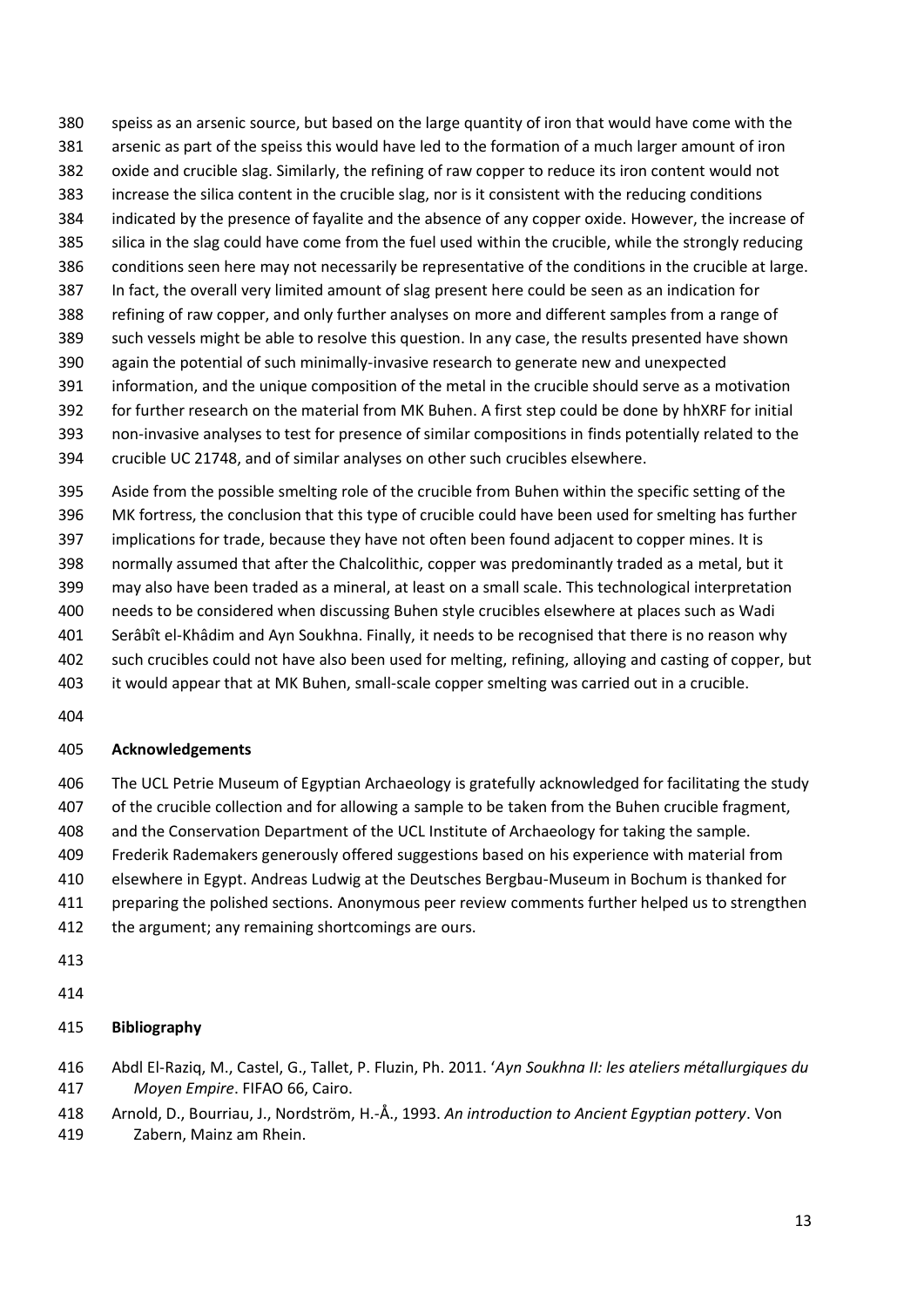speiss as an arsenic source, but based on the large quantity of iron that would have come with the arsenic as part of the speiss this would have led to the formation of a much larger amount of iron oxide and crucible slag. Similarly, the refining of raw copper to reduce its iron content would not increase the silica content in the crucible slag, nor is it consistent with the reducing conditions indicated by the presence of fayalite and the absence of any copper oxide. However, the increase of silica in the slag could have come from the fuel used within the crucible, while the strongly reducing conditions seen here may not necessarily be representative of the conditions in the crucible at large. In fact, the overall very limited amount of slag present here could be seen as an indication for refining of raw copper, and only further analyses on more and different samples from a range of such vessels might be able to resolve this question. In any case, the results presented have shown again the potential of such minimally-invasive research to generate new and unexpected information, and the unique composition of the metal in the crucible should serve as a motivation for further research on the material from MK Buhen. A first step could be done by hhXRF for initial non-invasive analyses to test for presence of similar compositions in finds potentially related to the crucible UC 21748, and of similar analyses on other such crucibles elsewhere.

Aside from the possible smelting role of the crucible from Buhen within the specific setting of the MK fortress, the conclusion that this type of crucible could have been used for smelting has further implications for trade, because they have not often been found adjacent to copper mines. It is normally assumed that after the Chalcolithic, copper was predominantly traded as a metal, but it may also have been traded as a mineral, at least on a small scale. This technological interpretation needs to be considered when discussing Buhen style crucibles elsewhere at places such as Wadi Serâbît el-Khâdim and Ayn Soukhna. Finally, it needs to be recognised that there is no reason why such crucibles could not have also been used for melting, refining, alloying and casting of copper, but it would appear that at MK Buhen, small-scale copper smelting was carried out in a crucible.

## Acknowledgements

The UCL Petrie Museum of Egyptian Archaeology is gratefully acknowledged for facilitating the study of the crucible collection and for allowing a sample to be taken from the Buhen crucible fragment, and the Conservation Department of the UCL Institute of Archaeology for taking the sample. Frederik Rademakers generously offered suggestions based on his experience with material from elsewhere in Egypt. Andreas Ludwig at the Deutsches Bergbau-Museum in Bochum is thanked for preparing the polished sections. Anonymous peer review comments further helped us to strengthen the argument; any remaining shortcomings are ours.

## Bibliography

Abdl El-Raziq, M., Castel, G., Tallet, P. Fluzin, Ph. 2011. '*Ayn Soukhna II: les ateliers métallurgiques du Moyen Empire*. FIFAO 66, Cairo.

Arnold, D., Bourriau, J., Nordström, H.-Å., 1993. *An introduction to Ancient Egyptian pottery*. Von Zabern, Mainz am Rhein.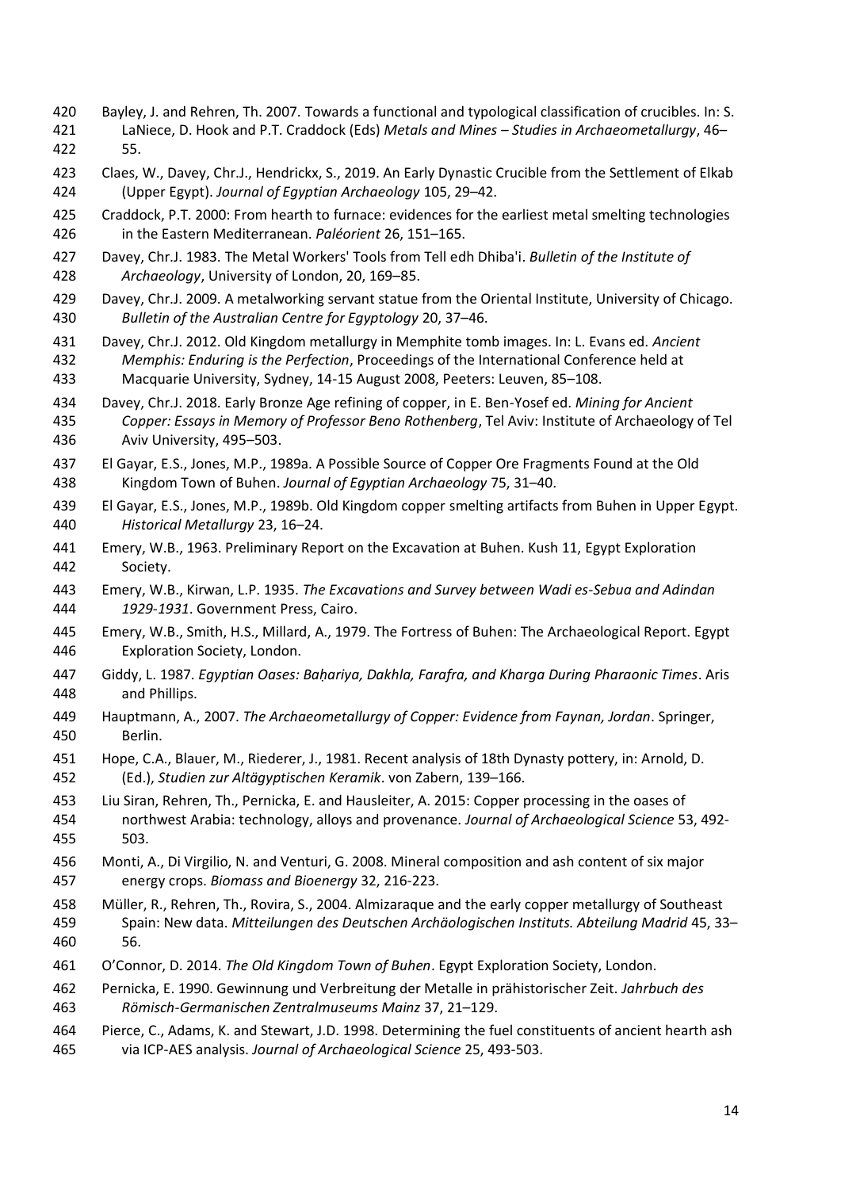Bayley, J. and Rehren, Th. 2007. Towards a functional and typological classification of crucibles. In: S. LaNiece, D. Hook and P.T. Craddock (Eds) *Metals and Mines – Studies in Archaeometallurgy*, 46–55.

Claes, W., Davey, Chr.J., Hendrickx, S., 2019. An Early Dynastic Crucible from the Settlement of Elkab (Upper Egypt). *Journal of Egyptian Archaeology* 105, 29–42.

Craddock, P.T. 2000: From hearth to furnace: evidences for the earliest metal smelting technologies in the Eastern Mediterranean. *Paléorient* 26, 151–165.

Davey, Chr.J. 1983. The Metal Workers' Tools from Tell edh Dhiba'i. *Bulletin of the Institute of Archaeology*, University of London, 20, 169–85.

Davey, Chr.J. 2009. A metalworking servant statue from the Oriental Institute, University of Chicago. *Bulletin of the Australian Centre for Egyptology* 20, 37–46.

Davey, Chr.J. 2012. Old Kingdom metallurgy in Memphite tomb images. In: L. Evans ed. *Ancient Memphis: Enduring is the Perfection*, Proceedings of the International Conference held at Macquarie University, Sydney, 14-15 August 2008, Peeters: Leuven, 85–108.

Davey, Chr.J. 2018. Early Bronze Age refining of copper, in E. Ben-Yosef ed. *Mining for Ancient Copper: Essays in Memory of Professor Beno Rothenberg*, Tel Aviv: Institute of Archaeology of Tel Aviv University, 495–503.

El Gayar, E.S., Jones, M.P., 1989a. A Possible Source of Copper Ore Fragments Found at the Old Kingdom Town of Buhen. *Journal of Egyptian Archaeology* 75, 31–40.

El Gayar, E.S., Jones, M.P., 1989b. Old Kingdom copper smelting artifacts from Buhen in Upper Egypt. *Historical Metallurgy* 23, 16–24.

Emery, W.B., 1963. Preliminary Report on the Excavation at Buhen. Kush 11, Egypt Exploration Society.

Emery, W.B., Kirwan, L.P. 1935. *The Excavations and Survey between Wadi es-Sebua and Adindan 1929-1931*. Government Press, Cairo.

Emery, W.B., Smith, H.S., Millard, A., 1979. The Fortress of Buhen: The Archaeological Report. Egypt Exploration Society, London.

Giddy, L. 1987. *Egyptian Oases: Baḥariya, Dakhla, Farafra, and Kharga During Pharaonic Times*. Aris and Phillips.

Hauptmann, A., 2007. *The Archaeometallurgy of Copper: Evidence from Faynan, Jordan*. Springer, Berlin.

Hope, C.A., Blauer, M., Riederer, J., 1981. Recent analysis of 18th Dynasty pottery, in: Arnold, D. (Ed.), *Studien zur Altägyptischen Keramik*. von Zabern, 139–166.

Liu Siran, Rehren, Th., Pernicka, E. and Hausleiter, A. 2015: Copper processing in the oases of northwest Arabia: technology, alloys and provenance. *Journal of Archaeological Science* 53, 492-503.

Monti, A., Di Virgilio, N. and Venturi, G. 2008. Mineral composition and ash content of six major energy crops. *Biomass and Bioenergy* 32, 216-223.

Müller, R., Rehren, Th., Rovira, S., 2004. Almizaraque and the early copper metallurgy of Southeast Spain: New data. *Mitteilungen des Deutschen Archäologischen Instituts. Abteilung Madrid* 45, 33–56.

O'Connor, D. 2014. *The Old Kingdom Town of Buhen*. Egypt Exploration Society, London.

Pernicka, E. 1990. Gewinnung und Verbreitung der Metalle in prähistorischer Zeit. *Jahrbuch des Römisch-Germanischen Zentralmuseums Mainz* 37, 21–129.

Pierce, C., Adams, K. and Stewart, J.D. 1998. Determining the fuel constituents of ancient hearth ash via ICP-AES analysis. *Journal of Archaeological Science* 25, 493-503.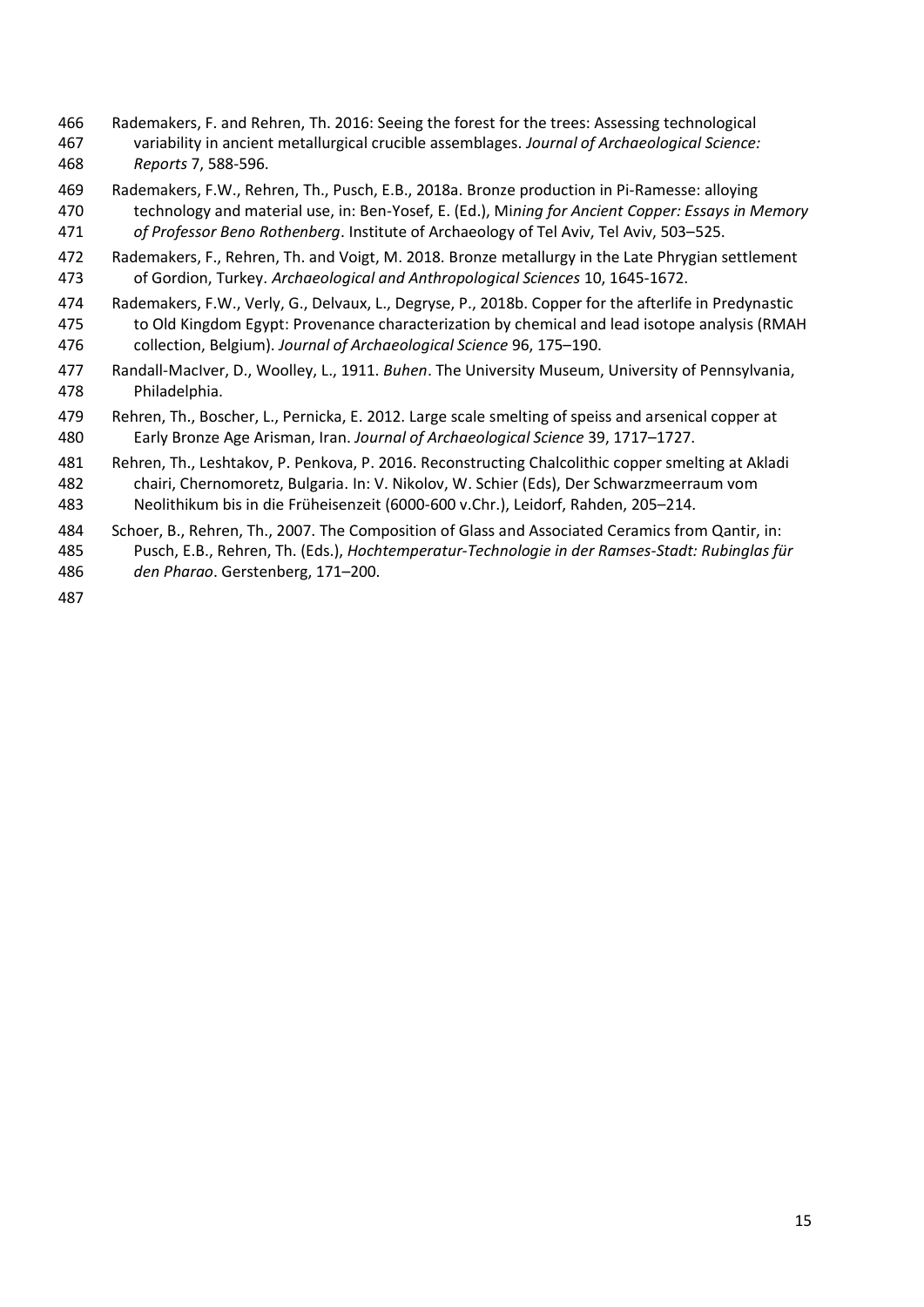Rademakers, F. and Rehren, Th. 2016: Seeing the forest for the trees: Assessing technological variability in ancient metallurgical crucible assemblages. *Journal of Archaeological Science: Reports* 7, 588-596.

Rademakers, F.W., Rehren, Th., Pusch, E.B., 2018a. Bronze production in Pi-Ramesse: alloying technology and material use, in: Ben-Yosef, E. (Ed.), M*ining for Ancient Copper: Essays in Memory of Professor Beno Rothenberg*. Institute of Archaeology of Tel Aviv, Tel Aviv, 503–525.

Rademakers, F., Rehren, Th. and Voigt, M. 2018. Bronze metallurgy in the Late Phrygian settlement of Gordion, Turkey. *Archaeological and Anthropological Sciences* 10, 1645-1672.

Rademakers, F.W., Verly, G., Delvaux, L., Degryse, P., 2018b. Copper for the afterlife in Predynastic to Old Kingdom Egypt: Provenance characterization by chemical and lead isotope analysis (RMAH collection, Belgium). *Journal of Archaeological Science* 96, 175–190.

Randall-MacIver, D., Woolley, L., 1911. *Buhen*. The University Museum, University of Pennsylvania, Philadelphia.

Rehren, Th., Boscher, L., Pernicka, E. 2012. Large scale smelting of speiss and arsenical copper at Early Bronze Age Arisman, Iran. *Journal of Archaeological Science* 39, 1717–1727.

Rehren, Th., Leshtakov, P. Penkova, P. 2016. Reconstructing Chalcolithic copper smelting at Akladi chairi, Chernomoretz, Bulgaria. In: V. Nikolov, W. Schier (Eds), Der Schwarzmeerraum vom Neolithikum bis in die Früheisenzeit (6000-600 v.Chr.), Leidorf, Rahden, 205–214.

Schoer, B., Rehren, Th., 2007. The Composition of Glass and Associated Ceramics from Qantir, in: Pusch, E.B., Rehren, Th. (Eds.), *Hochtemperatur-Technologie in der Ramses-Stadt: Rubinglas für den Pharao*. Gerstenberg, 171–200.